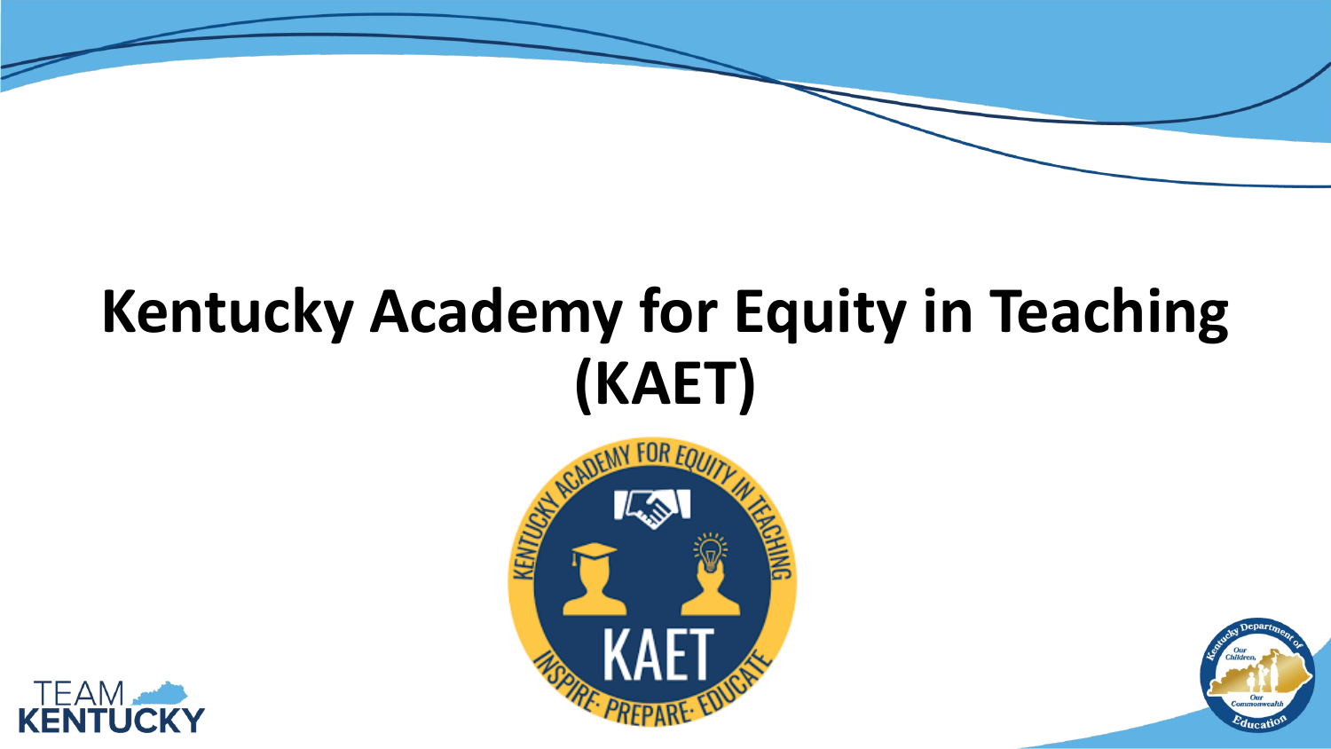# Kentucky Academy for Equity in Teaching (KAET)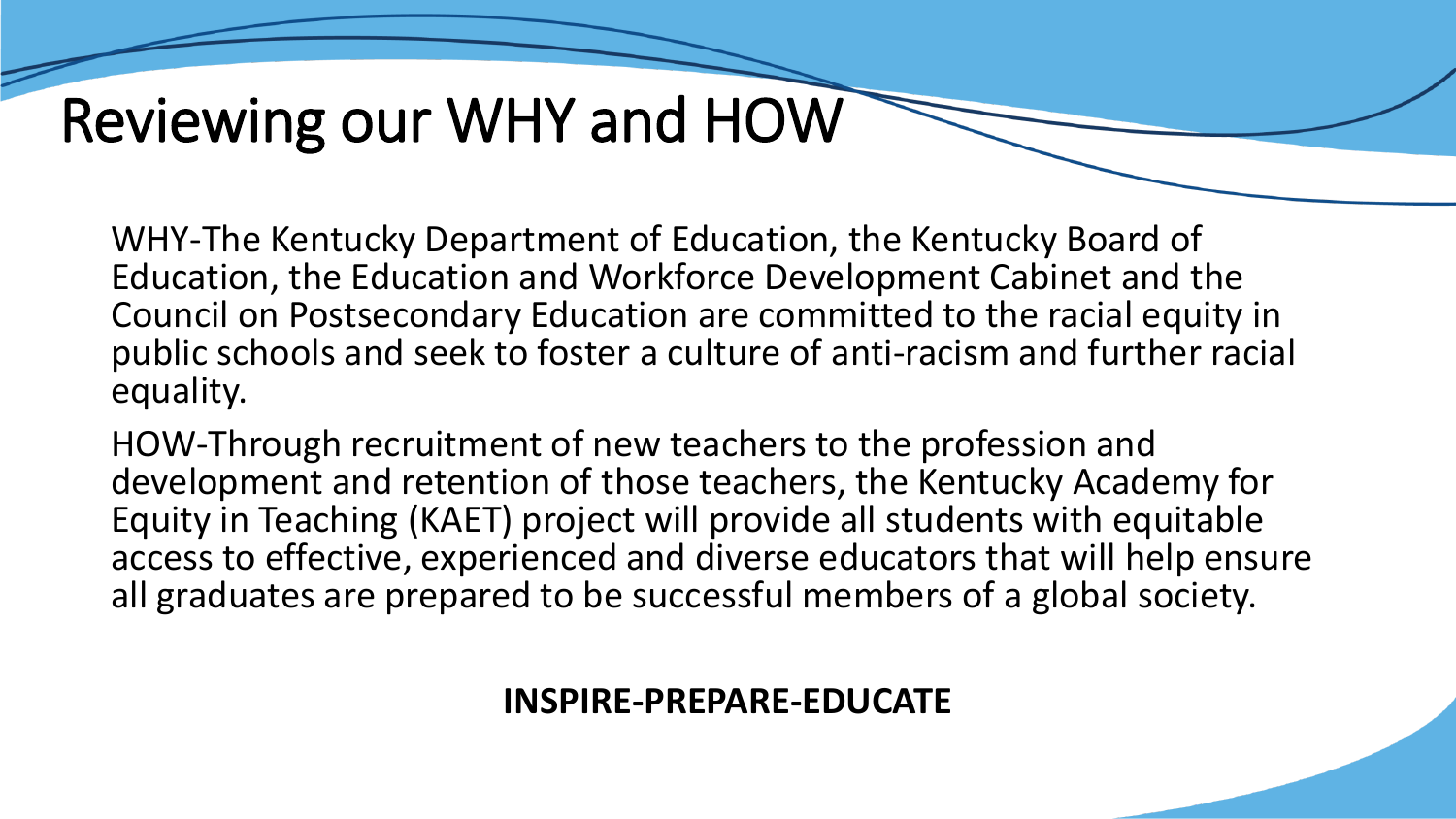# Reviewing our WHY and HOW

WHY-The Kentucky Department of Education, the Kentucky Board of Education, the Education and Workforce Development Cabinet and the Council on Postsecondary Education are committed to the racial equity in public schools and seek to foster a culture of anti-racism and further racial equality.

HOW-Through recruitment of new teachers to the profession and development and retention of those teachers, the Kentucky Academy for Equity in Teaching (KAET) project will provide all students with equitable access to effective, experienced and diverse educators that will help ensure all graduates are prepared to be successful members of a global society.

**INSPIRE-PREPARE-EDUCATE**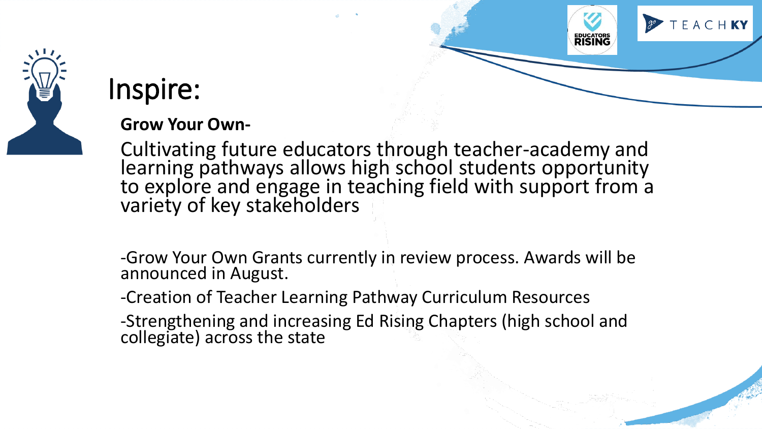# Inspire:

**Grow Your Own-**

Cultivating future educators through teacher-academy and learning pathways allows high school students opportunity to explore and engage in teaching field with support from a variety of key stakeholders

-Grow Your Own Grants currently in review process. Awards will be announced in August.

-Creation of Teacher Learning Pathway Curriculum Resources

-Strengthening and increasing Ed Rising Chapters (high school and collegiate) across the state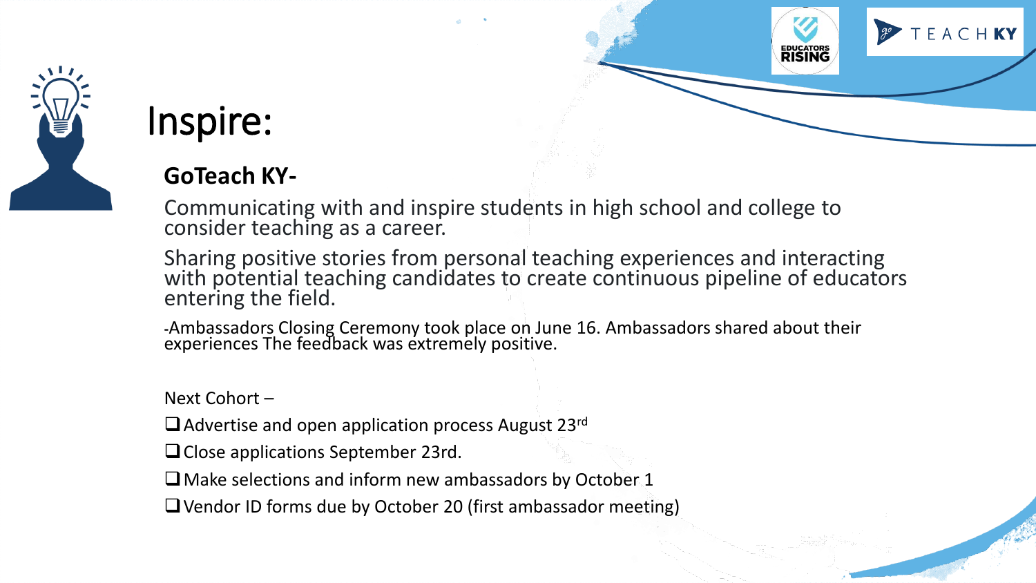# Inspire:

**GoTeach KY-**

Communicating with and inspire students in high school and college to consider teaching as a career.

Sharing positive stories from personal teaching experiences and interacting with potential teaching candidates to create continuous pipeline of educators entering the field.

-Ambassadors Closing Ceremony took place on June 16. Ambassadors shared about their experiences The feedback was extremely positive.

Next Cohort –

- [ ] Advertise and open application process August 23rd
- [ ] Close applications September 23rd.
- [ ] Make selections and inform new ambassadors by October 1
- [ ] Vendor ID forms due by October 20 (first ambassador meeting)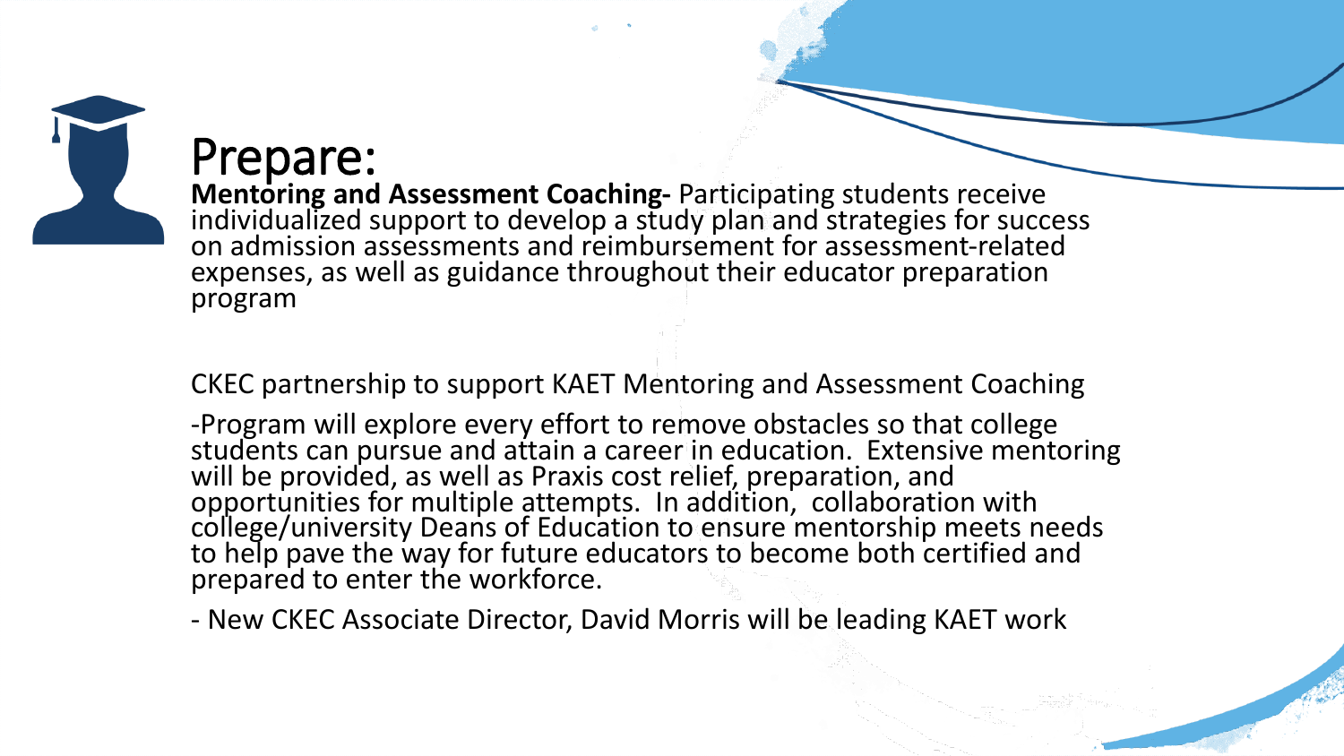# Prepare:

**Mentoring and Assessment Coaching-** Participating students receive individualized support to develop a study plan and strategies for success on admission assessments and reimbursement for assessment-related expenses, as well as guidance throughout their educator preparation program

CKEC partnership to support KAET Mentoring and Assessment Coaching

-Program will explore every effort to remove obstacles so that college students can pursue and attain a career in education. Extensive mentoring will be provided, as well as Praxis cost relief, preparation, and opportunities for multiple attempts. In addition, collaboration with college/university Deans of Education to ensure mentorship meets needs to help pave the way for future educators to become both certified and prepared to enter the workforce.

- New CKEC Associate Director, David Morris will be leading KAET work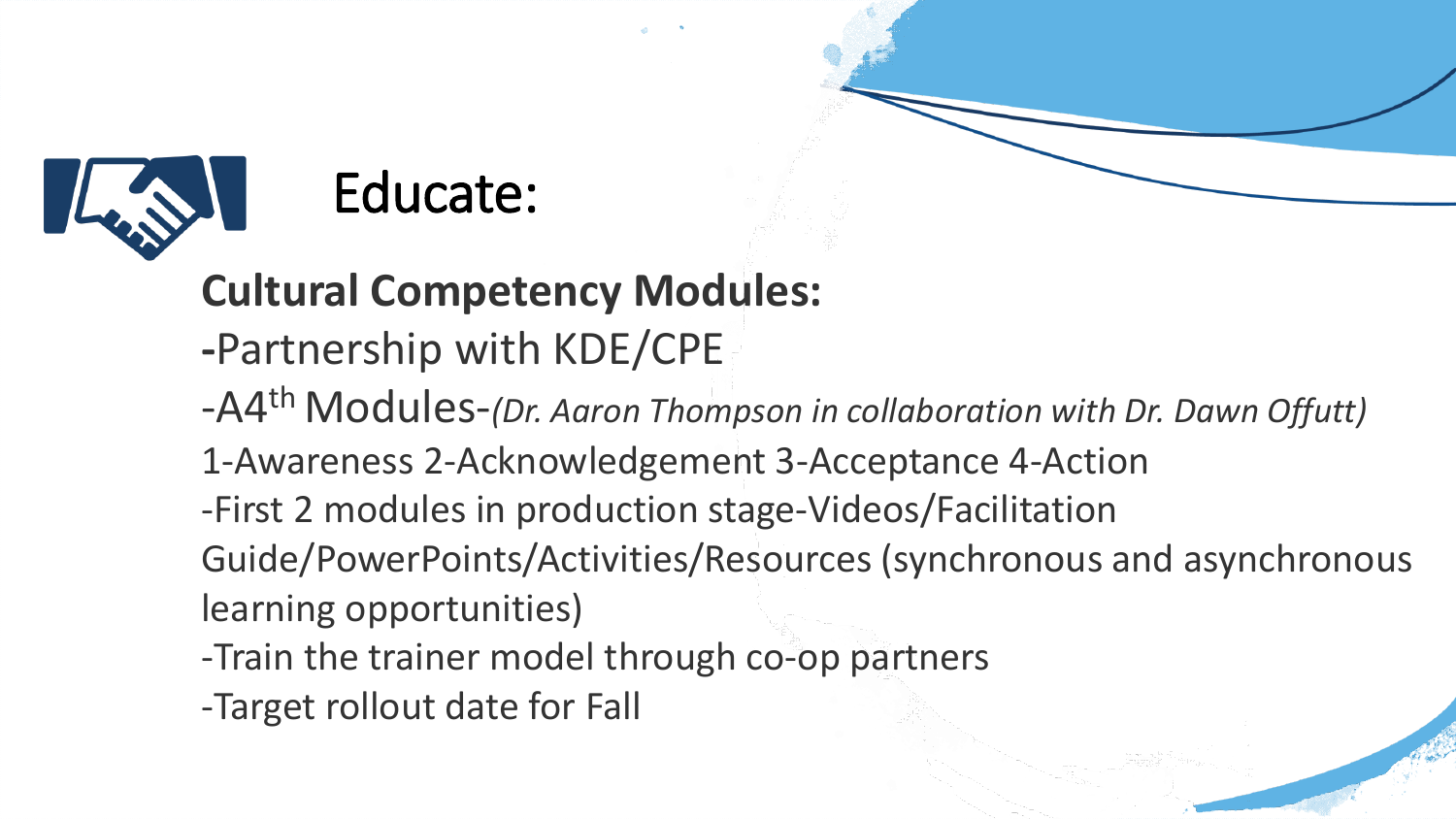# Educate:

**Cultural Competency Modules:**

-Partnership with KDE/CPE

-A4th Modules-*(Dr. Aaron Thompson in collaboration with Dr. Dawn Offutt)*

1-Awareness 2-Acknowledgement 3-Acceptance 4-Action

-First 2 modules in production stage-Videos/Facilitation Guide/PowerPoints/Activities/Resources (synchronous and asynchronous learning opportunities)

-Train the trainer model through co-op partners

-Target rollout date for Fall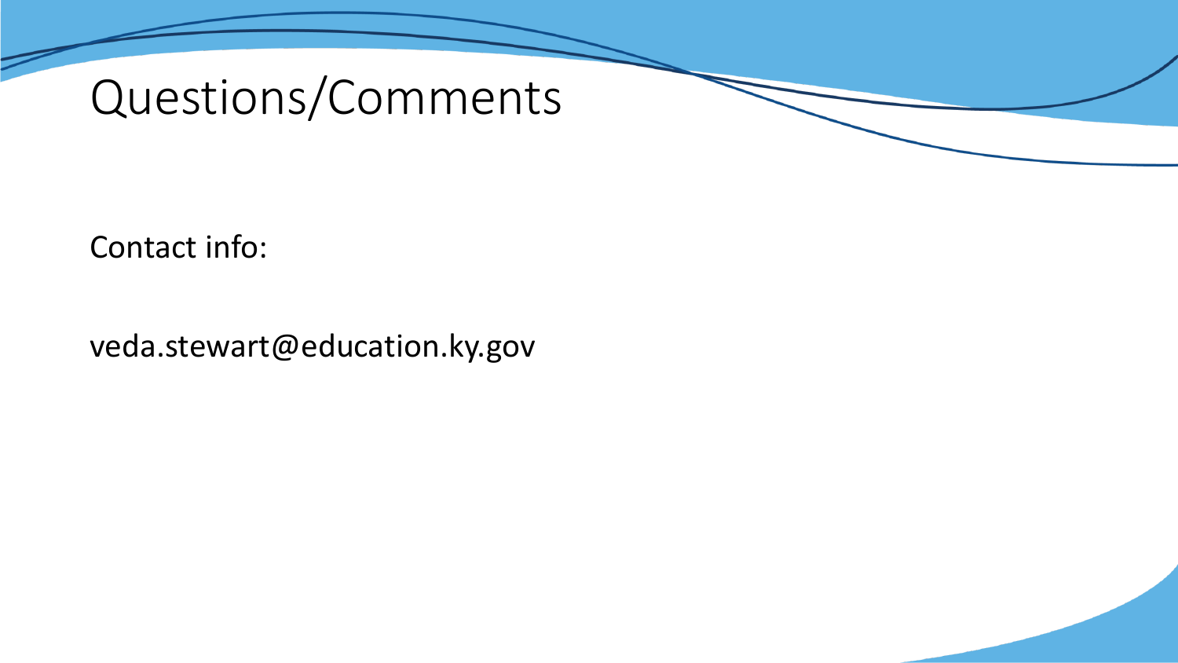# Questions/Comments

Contact info:

veda.stewart@education.ky.gov